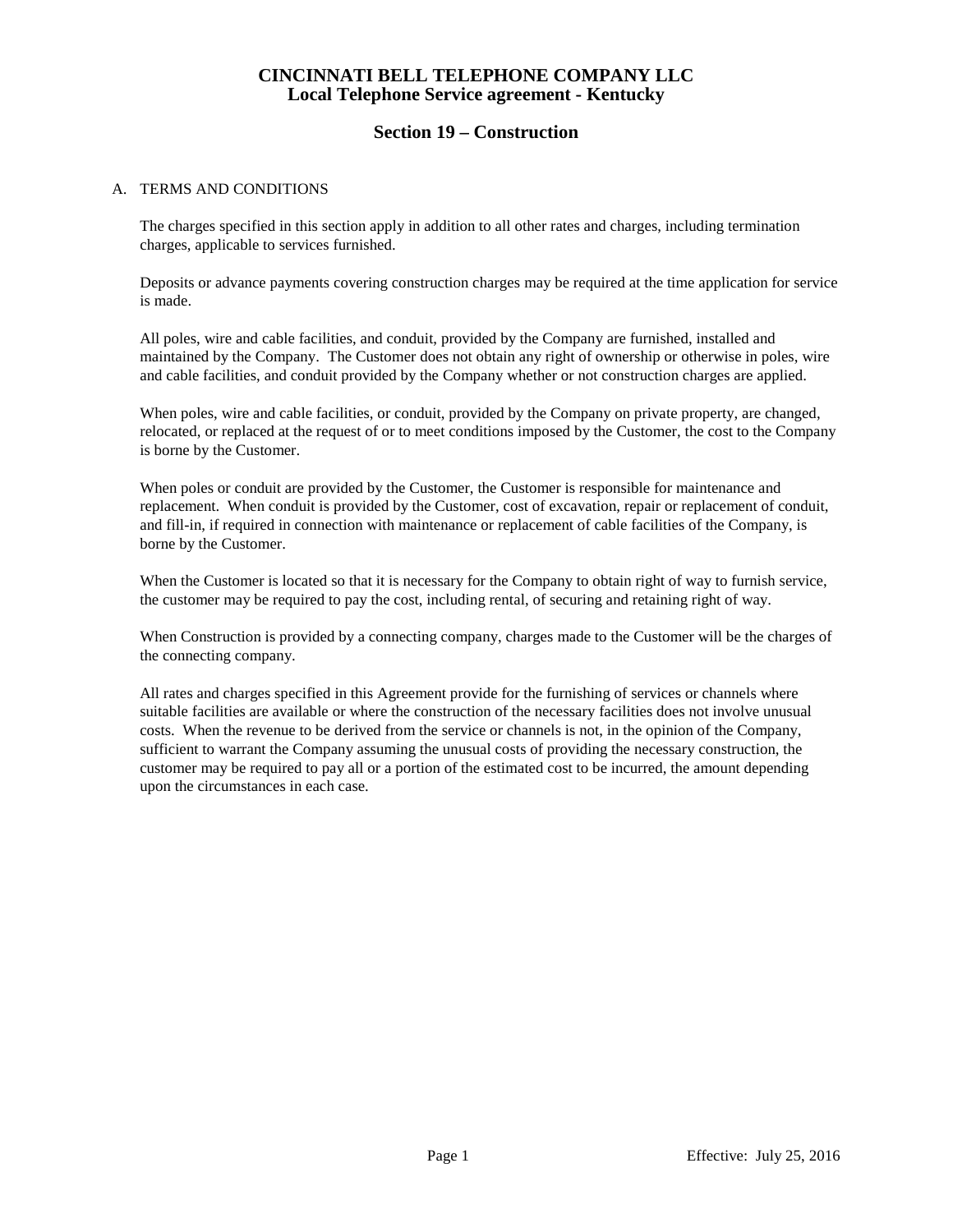# CINCINNATI BELL TELEPHONE COMPANY LLC
## Local Telephone Service agreement - Kentucky

## Section 19 – Construction

A. TERMS AND CONDITIONS

The charges specified in this section apply in addition to all other rates and charges, including termination charges, applicable to services furnished.

Deposits or advance payments covering construction charges may be required at the time application for service is made.

All poles, wire and cable facilities, and conduit, provided by the Company are furnished, installed and maintained by the Company. The Customer does not obtain any right of ownership or otherwise in poles, wire and cable facilities, and conduit provided by the Company whether or not construction charges are applied.

When poles, wire and cable facilities, or conduit, provided by the Company on private property, are changed, relocated, or replaced at the request of or to meet conditions imposed by the Customer, the cost to the Company is borne by the Customer.

When poles or conduit are provided by the Customer, the Customer is responsible for maintenance and replacement. When conduit is provided by the Customer, cost of excavation, repair or replacement of conduit, and fill-in, if required in connection with maintenance or replacement of cable facilities of the Company, is borne by the Customer.

When the Customer is located so that it is necessary for the Company to obtain right of way to furnish service, the customer may be required to pay the cost, including rental, of securing and retaining right of way.

When Construction is provided by a connecting company, charges made to the Customer will be the charges of the connecting company.

All rates and charges specified in this Agreement provide for the furnishing of services or channels where suitable facilities are available or where the construction of the necessary facilities does not involve unusual costs. When the revenue to be derived from the service or channels is not, in the opinion of the Company, sufficient to warrant the Company assuming the unusual costs of providing the necessary construction, the customer may be required to pay all or a portion of the estimated cost to be incurred, the amount depending upon the circumstances in each case.

Effective: July 25, 2016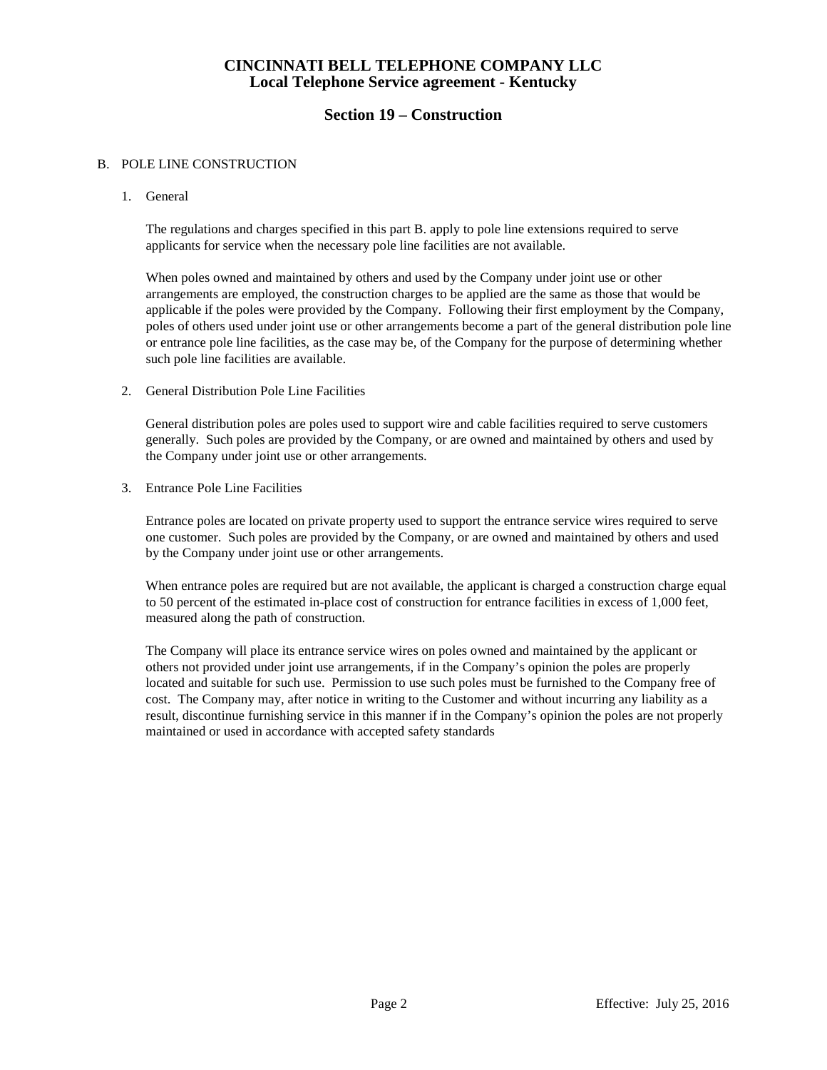# CINCINNATI BELL TELEPHONE COMPANY LLC
## Local Telephone Service agreement - Kentucky

## Section 19 – Construction

B. POLE LINE CONSTRUCTION

1. General

   The regulations and charges specified in this part B. apply to pole line extensions required to serve applicants for service when the necessary pole line facilities are not available.

   When poles owned and maintained by others and used by the Company under joint use or other arrangements are employed, the construction charges to be applied are the same as those that would be applicable if the poles were provided by the Company. Following their first employment by the Company, poles of others used under joint use or other arrangements become a part of the general distribution pole line or entrance pole line facilities, as the case may be, of the Company for the purpose of determining whether such pole line facilities are available.

2. General Distribution Pole Line Facilities

   General distribution poles are poles used to support wire and cable facilities required to serve customers generally. Such poles are provided by the Company, or are owned and maintained by others and used by the Company under joint use or other arrangements.

3. Entrance Pole Line Facilities

   Entrance poles are located on private property used to support the entrance service wires required to serve one customer. Such poles are provided by the Company, or are owned and maintained by others and used by the Company under joint use or other arrangements.

   When entrance poles are required but are not available, the applicant is charged a construction charge equal to 50 percent of the estimated in-place cost of construction for entrance facilities in excess of 1,000 feet, measured along the path of construction.

   The Company will place its entrance service wires on poles owned and maintained by the applicant or others not provided under joint use arrangements, if in the Company's opinion the poles are properly located and suitable for such use. Permission to use such poles must be furnished to the Company free of cost. The Company may, after notice in writing to the Customer and without incurring any liability as a result, discontinue furnishing service in this manner if in the Company's opinion the poles are not properly maintained or used in accordance with accepted safety standards

Effective: July 25, 2016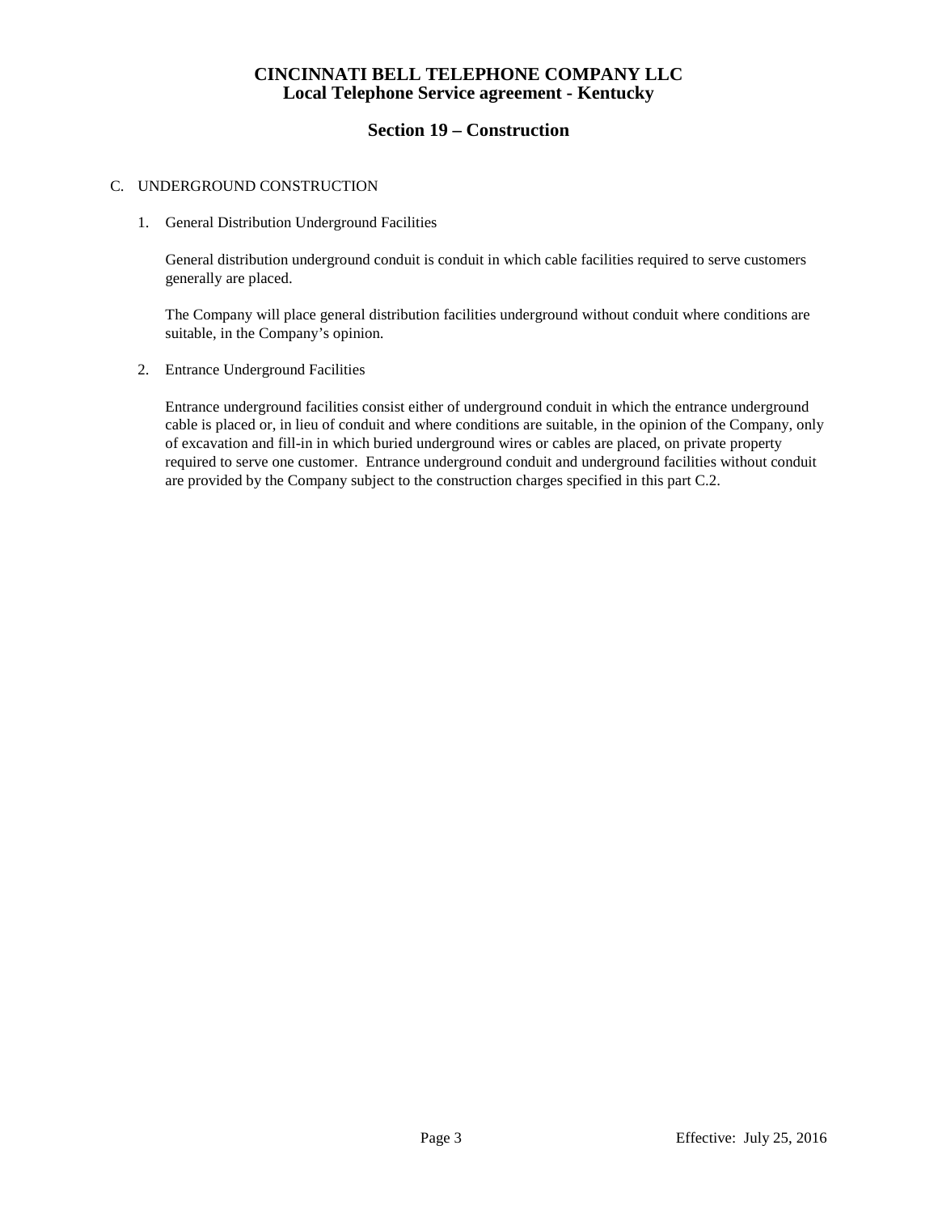C. UNDERGROUND CONSTRUCTION

1. General Distribution Underground Facilities

   General distribution underground conduit is conduit in which cable facilities required to serve customers generally are placed.

   The Company will place general distribution facilities underground without conduit where conditions are suitable, in the Company's opinion.

2. Entrance Underground Facilities

   Entrance underground facilities consist either of underground conduit in which the entrance underground cable is placed or, in lieu of conduit and where conditions are suitable, in the opinion of the Company, only of excavation and fill-in in which buried underground wires or cables are placed, on private property required to serve one customer. Entrance underground conduit and underground facilities without conduit are provided by the Company subject to the construction charges specified in this part C.2.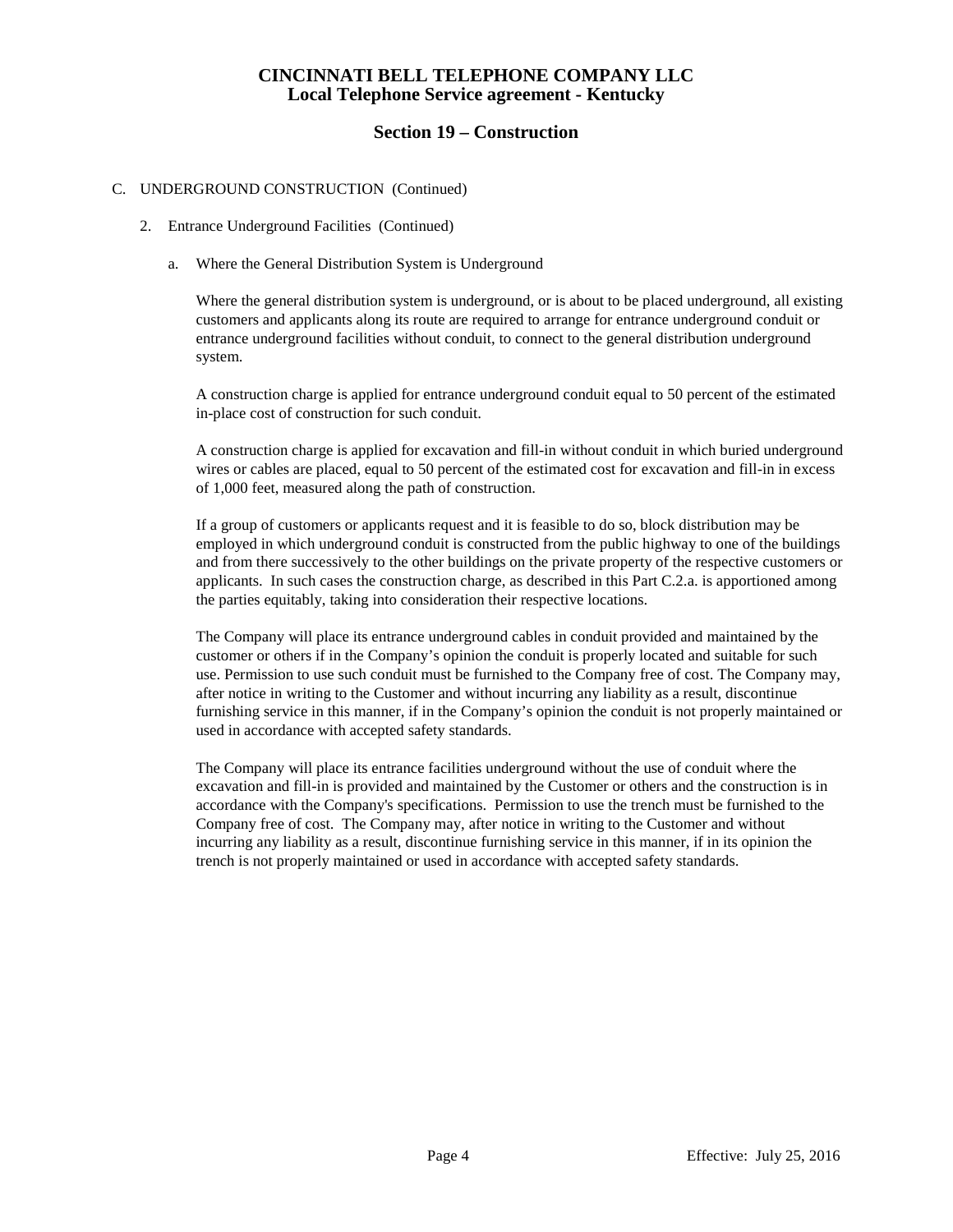# CINCINNATI BELL TELEPHONE COMPANY LLC
## Local Telephone Service agreement - Kentucky

## Section 19 – Construction

C. UNDERGROUND CONSTRUCTION (Continued)

2. Entrance Underground Facilities (Continued)

a. Where the General Distribution System is Underground

Where the general distribution system is underground, or is about to be placed underground, all existing customers and applicants along its route are required to arrange for entrance underground conduit or entrance underground facilities without conduit, to connect to the general distribution underground system.

A construction charge is applied for entrance underground conduit equal to 50 percent of the estimated in-place cost of construction for such conduit.

A construction charge is applied for excavation and fill-in without conduit in which buried underground wires or cables are placed, equal to 50 percent of the estimated cost for excavation and fill-in in excess of 1,000 feet, measured along the path of construction.

If a group of customers or applicants request and it is feasible to do so, block distribution may be employed in which underground conduit is constructed from the public highway to one of the buildings and from there successively to the other buildings on the private property of the respective customers or applicants. In such cases the construction charge, as described in this Part C.2.a. is apportioned among the parties equitably, taking into consideration their respective locations.

The Company will place its entrance underground cables in conduit provided and maintained by the customer or others if in the Company's opinion the conduit is properly located and suitable for such use. Permission to use such conduit must be furnished to the Company free of cost. The Company may, after notice in writing to the Customer and without incurring any liability as a result, discontinue furnishing service in this manner, if in the Company's opinion the conduit is not properly maintained or used in accordance with accepted safety standards.

The Company will place its entrance facilities underground without the use of conduit where the excavation and fill-in is provided and maintained by the Customer or others and the construction is in accordance with the Company's specifications. Permission to use the trench must be furnished to the Company free of cost. The Company may, after notice in writing to the Customer and without incurring any liability as a result, discontinue furnishing service in this manner, if in its opinion the trench is not properly maintained or used in accordance with accepted safety standards.

Effective: July 25, 2016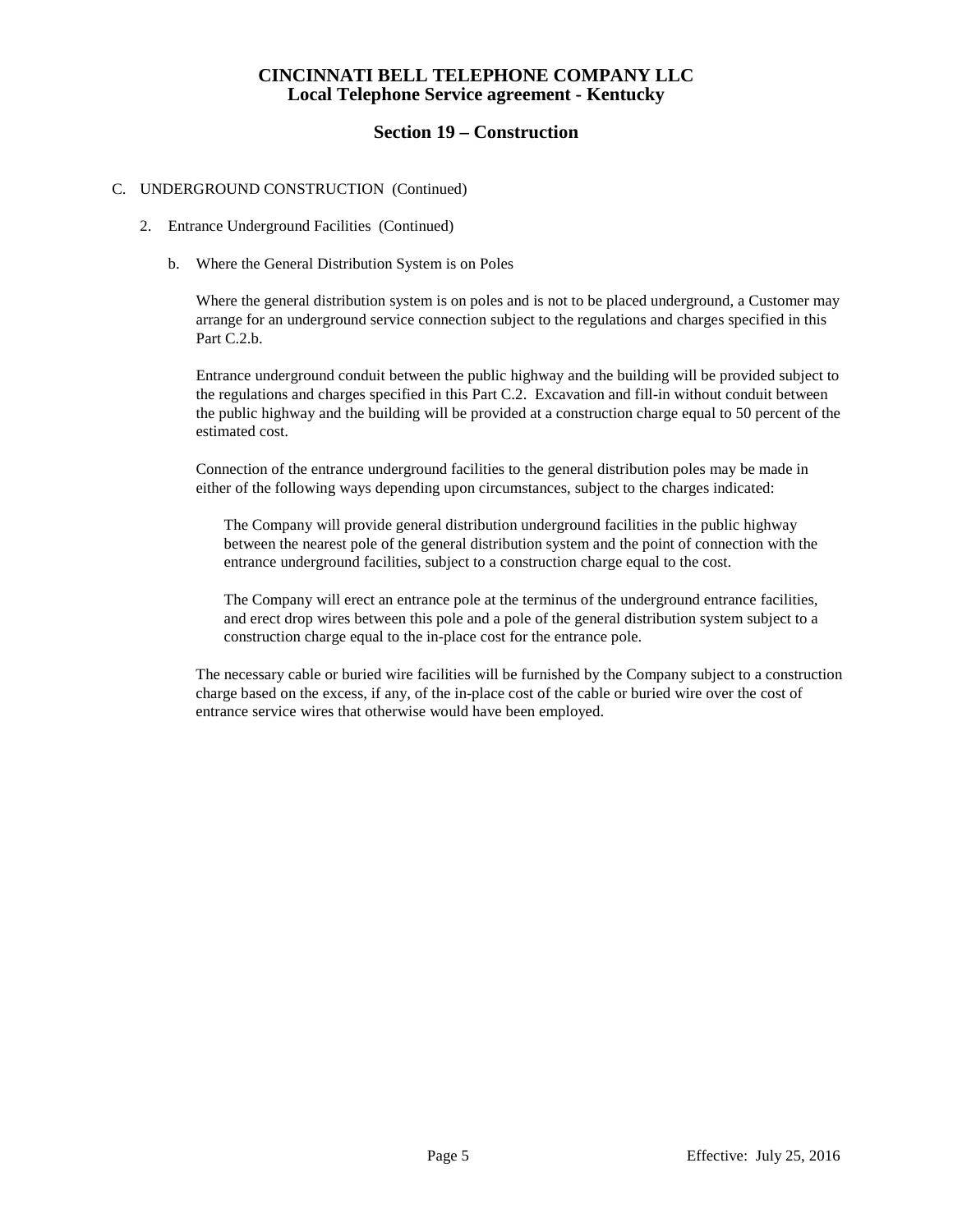# CINCINNATI BELL TELEPHONE COMPANY LLC
## Local Telephone Service agreement - Kentucky

## Section 19 – Construction

C. UNDERGROUND CONSTRUCTION (Continued)

2. Entrance Underground Facilities (Continued)

b. Where the General Distribution System is on Poles

Where the general distribution system is on poles and is not to be placed underground, a Customer may arrange for an underground service connection subject to the regulations and charges specified in this Part C.2.b.

Entrance underground conduit between the public highway and the building will be provided subject to the regulations and charges specified in this Part C.2. Excavation and fill-in without conduit between the public highway and the building will be provided at a construction charge equal to 50 percent of the estimated cost.

Connection of the entrance underground facilities to the general distribution poles may be made in either of the following ways depending upon circumstances, subject to the charges indicated:

The Company will provide general distribution underground facilities in the public highway between the nearest pole of the general distribution system and the point of connection with the entrance underground facilities, subject to a construction charge equal to the cost.

The Company will erect an entrance pole at the terminus of the underground entrance facilities, and erect drop wires between this pole and a pole of the general distribution system subject to a construction charge equal to the in-place cost for the entrance pole.

The necessary cable or buried wire facilities will be furnished by the Company subject to a construction charge based on the excess, if any, of the in-place cost of the cable or buried wire over the cost of entrance service wires that otherwise would have been employed.

Effective: July 25, 2016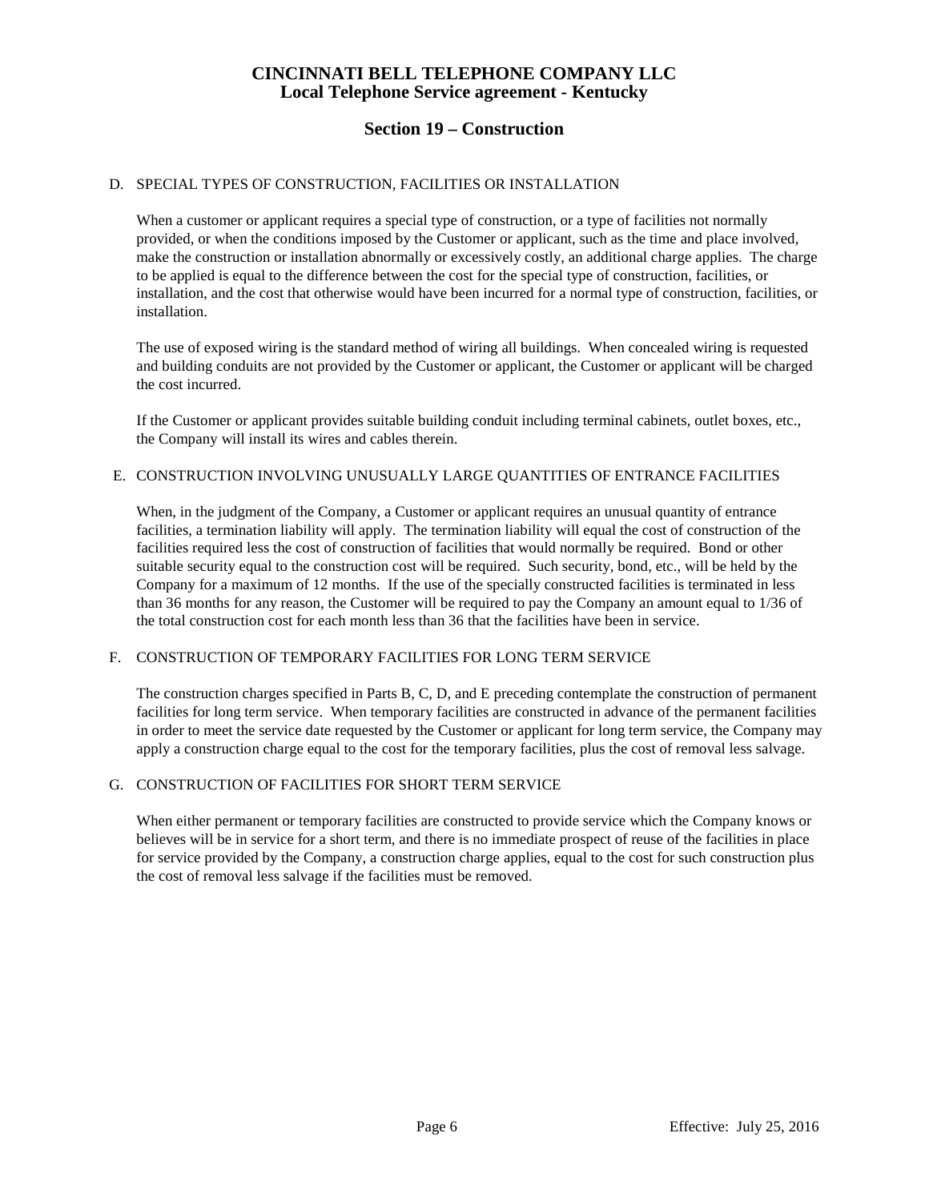# CINCINNATI BELL TELEPHONE COMPANY LLC
## Local Telephone Service agreement - Kentucky

## Section 19 – Construction

D. SPECIAL TYPES OF CONSTRUCTION, FACILITIES OR INSTALLATION

When a customer or applicant requires a special type of construction, or a type of facilities not normally provided, or when the conditions imposed by the Customer or applicant, such as the time and place involved, make the construction or installation abnormally or excessively costly, an additional charge applies. The charge to be applied is equal to the difference between the cost for the special type of construction, facilities, or installation, and the cost that otherwise would have been incurred for a normal type of construction, facilities, or installation.

The use of exposed wiring is the standard method of wiring all buildings. When concealed wiring is requested and building conduits are not provided by the Customer or applicant, the Customer or applicant will be charged the cost incurred.

If the Customer or applicant provides suitable building conduit including terminal cabinets, outlet boxes, etc., the Company will install its wires and cables therein.

E. CONSTRUCTION INVOLVING UNUSUALLY LARGE QUANTITIES OF ENTRANCE FACILITIES

When, in the judgment of the Company, a Customer or applicant requires an unusual quantity of entrance facilities, a termination liability will apply. The termination liability will equal the cost of construction of the facilities required less the cost of construction of facilities that would normally be required. Bond or other suitable security equal to the construction cost will be required. Such security, bond, etc., will be held by the Company for a maximum of 12 months. If the use of the specially constructed facilities is terminated in less than 36 months for any reason, the Customer will be required to pay the Company an amount equal to 1/36 of the total construction cost for each month less than 36 that the facilities have been in service.

F. CONSTRUCTION OF TEMPORARY FACILITIES FOR LONG TERM SERVICE

The construction charges specified in Parts B, C, D, and E preceding contemplate the construction of permanent facilities for long term service. When temporary facilities are constructed in advance of the permanent facilities in order to meet the service date requested by the Customer or applicant for long term service, the Company may apply a construction charge equal to the cost for the temporary facilities, plus the cost of removal less salvage.

G. CONSTRUCTION OF FACILITIES FOR SHORT TERM SERVICE

When either permanent or temporary facilities are constructed to provide service which the Company knows or believes will be in service for a short term, and there is no immediate prospect of reuse of the facilities in place for service provided by the Company, a construction charge applies, equal to the cost for such construction plus the cost of removal less salvage if the facilities must be removed.

Effective: July 25, 2016